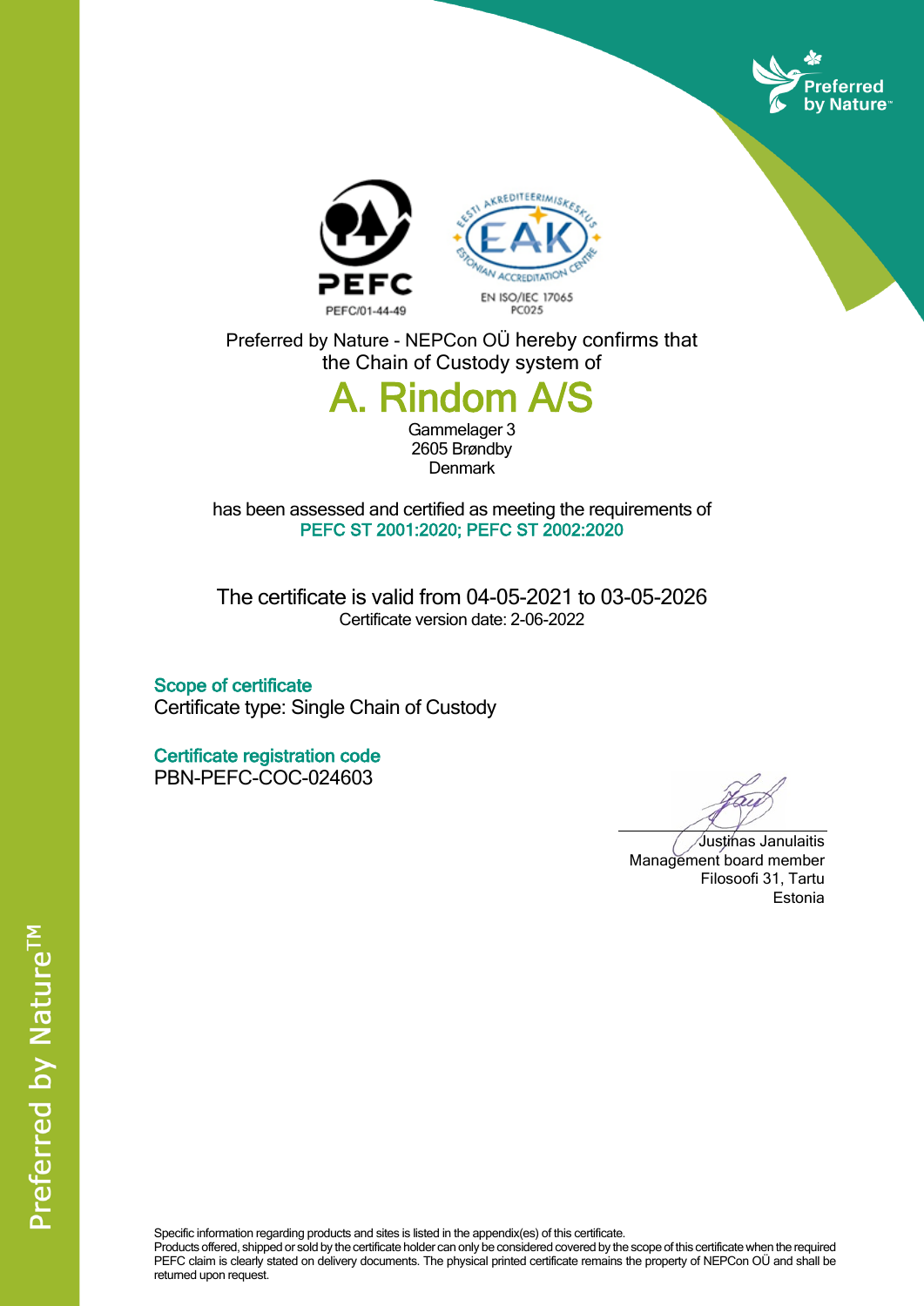Preferred by Nature

PEFC

PEFC/01-44-49

EN ISO/IEC 17065
PC025

Preferred by Nature - NEPCon OÜ hereby confirms that
the Chain of Custody system of

# A. Rindom A/S

Gammelager 3
2605 Brøndby
Denmark

has been assessed and certified as meeting the requirements of
**PEFC ST 2001:2020; PEFC ST 2002:2020**

The certificate is valid from 04-05-2021 to 03-05-2026
Certificate version date: 2-06-2022

## Scope of certificate

Certificate type: Single Chain of Custody

## Certificate registration code

PBN-PEFC-COC-024603

Justinas Janulaitis
Management board member
Filosoofi 31, Tartu
Estonia

Specific information regarding products and sites is listed in the appendix(es) of this certificate.
Products offered, shipped or sold by the certificate holder can only be considered covered by the scope of this certificate when the required PEFC claim is clearly stated on delivery documents. The physical printed certificate remains the property of NEPCon OÜ and shall be returned upon request.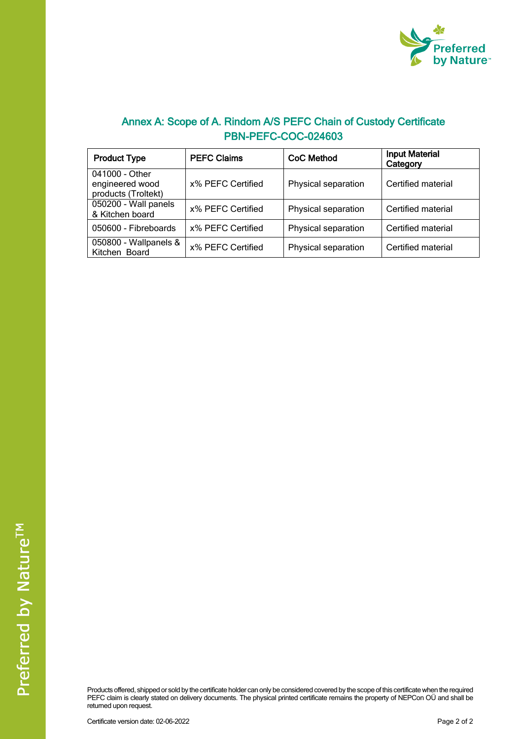## Annex A: Scope of A. Rindom A/S PEFC Chain of Custody Certificate PBN-PEFC-COC-024603

| Product Type | PEFC Claims | CoC Method | Input Material Category |
| --- | --- | --- | --- |
| 041000 - Other engineered wood products (Troltekt) | x% PEFC Certified | Physical separation | Certified material |
| 050200 - Wall panels & Kitchen board | x% PEFC Certified | Physical separation | Certified material |
| 050600 - Fibreboards | x% PEFC Certified | Physical separation | Certified material |
| 050800 - Wallpanels & Kitchen Board | x% PEFC Certified | Physical separation | Certified material |

Products offered, shipped or sold by the certificate holder can only be considered covered by the scope of this certificate when the required PEFC claim is clearly stated on delivery documents. The physical printed certificate remains the property of NEPCon OÜ and shall be returned upon request.

Certificate version date: 02-06-2022